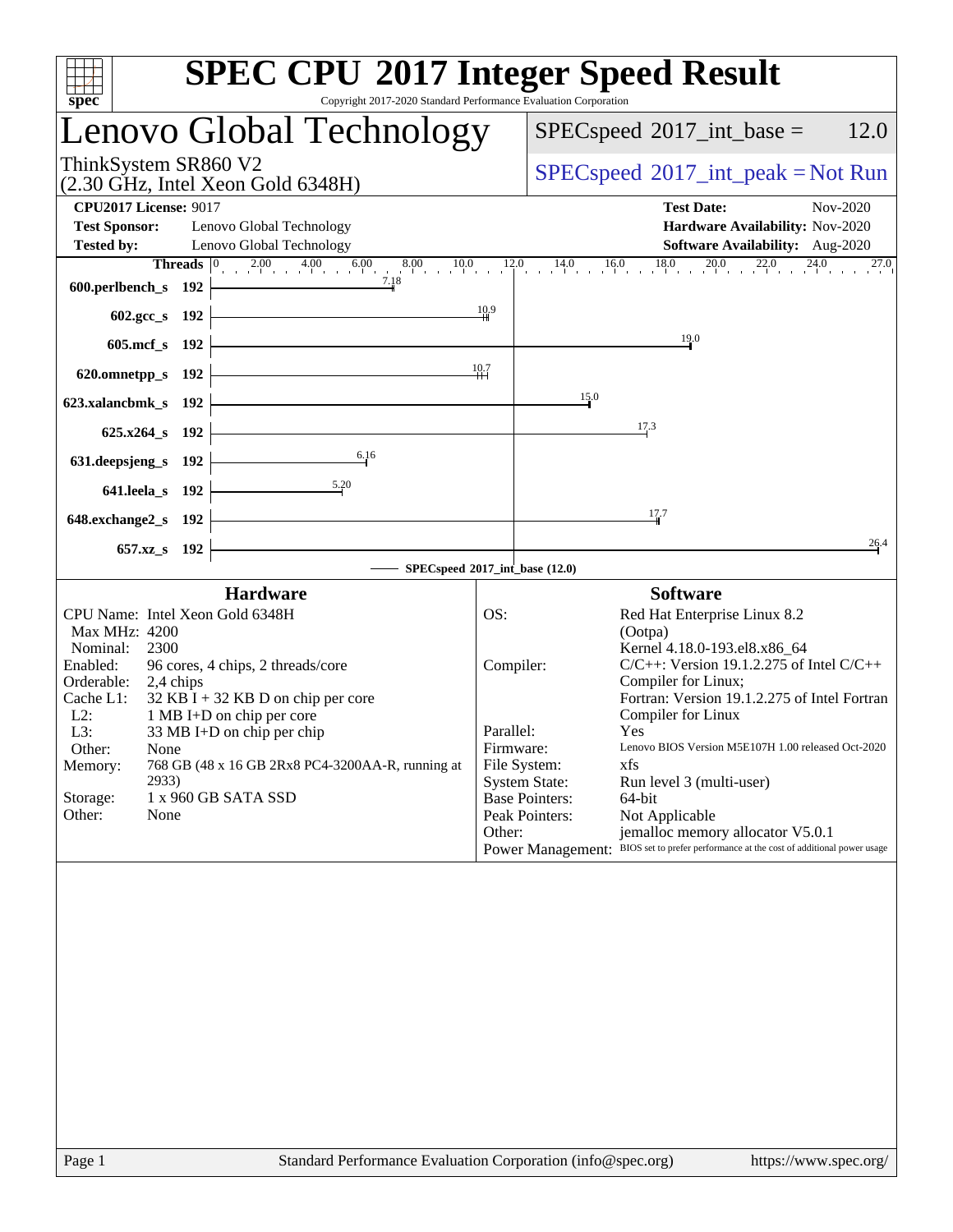# SPEC CPU 2017 Integer Speed Result

Copyright 2017-2020 Standard Performance Evaluation Corporation

## Lenovo Global Technology

ThinkSystem SR860 V2
(2.30 GHz, Intel Xeon Gold 6348H)

SPECspeed 2017_int_base = 12.0

SPECspeed 2017_int_peak = Not Run

**CPU2017 License:** 9017
**Test Sponsor:** Lenovo Global Technology
**Tested by:** Lenovo Global Technology

**Test Date:** Nov-2020
**Hardware Availability:** Nov-2020
**Software Availability:** Aug-2020

| Benchmark | Threads | Base Ratio |
|---|---|---|
| 600.perlbench_s | 192 | 7.18 |
| 602.gcc_s | 192 | 10.9 |
| 605.mcf_s | 192 | 19.0 |
| 620.omnetpp_s | 192 | 10.7 |
| 623.xalancbmk_s | 192 | 15.0 |
| 625.x264_s | 192 | 17.3 |
| 631.deepsjeng_s | 192 | 6.16 |
| 641.leela_s | 192 | 5.20 |
| 648.exchange2_s | 192 | 17.7 |
| 657.xz_s | 192 | 26.4 |

SPECspeed 2017_int_base (12.0)

### Hardware

| | |
|---|---|
| CPU Name: | Intel Xeon Gold 6348H |
| Max MHz: | 4200 |
| Nominal: | 2300 |
| Enabled: | 96 cores, 4 chips, 2 threads/core |
| Orderable: | 2,4 chips |
| Cache L1: | 32 KB I + 32 KB D on chip per core |
| L2: | 1 MB I+D on chip per core |
| L3: | 33 MB I+D on chip per chip |
| Other: | None |
| Memory: | 768 GB (48 x 16 GB 2Rx8 PC4-3200AA-R, running at 2933) |
| Storage: | 1 x 960 GB SATA SSD |
| Other: | None |

### Software

| | |
|---|---|
| OS: | Red Hat Enterprise Linux 8.2 (Ootpa) Kernel 4.18.0-193.el8.x86_64 |
| Compiler: | C/C++: Version 19.1.2.275 of Intel C/C++ Compiler for Linux; Fortran: Version 19.1.2.275 of Intel Fortran Compiler for Linux |
| Parallel: | Yes |
| Firmware: | Lenovo BIOS Version M5E107H 1.00 released Oct-2020 |
| File System: | xfs |
| System State: | Run level 3 (multi-user) |
| Base Pointers: | 64-bit |
| Peak Pointers: | Not Applicable |
| Other: | jemalloc memory allocator V5.0.1 |
| Power Management: | BIOS set to prefer performance at the cost of additional power usage |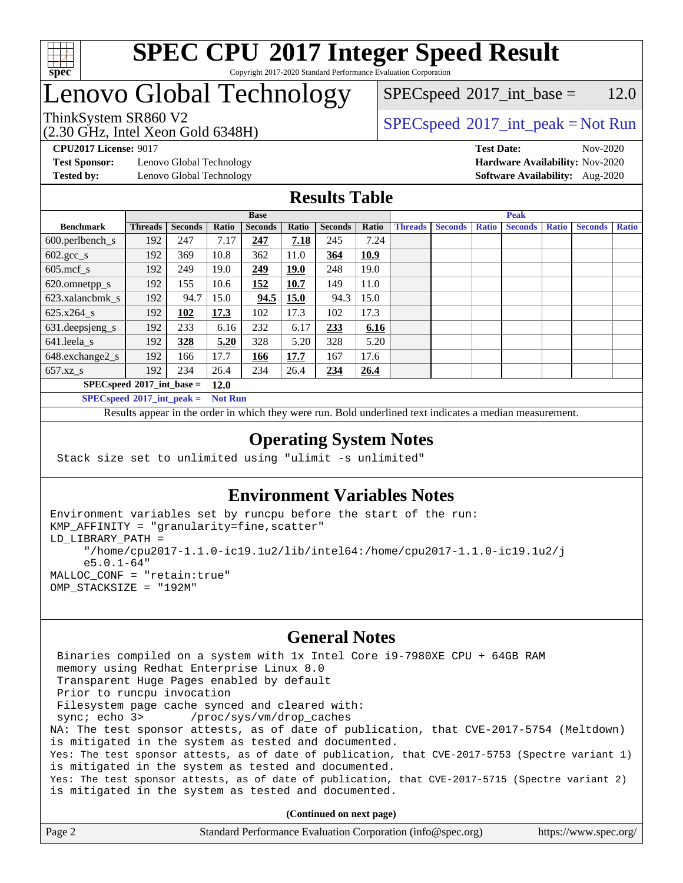# SPEC CPU 2017 Integer Speed Result

Copyright 2017-2020 Standard Performance Evaluation Corporation

# Lenovo Global Technology

ThinkSystem SR860 V2
(2.30 GHz, Intel Xeon Gold 6348H)

SPECspeed 2017_int_base = 12.0

SPECspeed 2017_int_peak = Not Run

**CPU2017 License:** 9017
**Test Sponsor:** Lenovo Global Technology
**Tested by:** Lenovo Global Technology

**Test Date:** Nov-2020
**Hardware Availability:** Nov-2020
**Software Availability:** Aug-2020

## Results Table

| | Base | | | | | | | Peak | | | | | | |
|---|---|---|---|---|---|---|---|---|---|---|---|---|---|---|
| **Benchmark** | **Threads** | **Seconds** | **Ratio** | **Seconds** | **Ratio** | **Seconds** | **Ratio** | **Threads** | **Seconds** | **Ratio** | **Seconds** | **Ratio** | **Seconds** | **Ratio** |
| 600.perlbench_s | 192 | 247 | 7.17 | **247** | **7.18** | 245 | 7.24 | | | | | | | |
| 602.gcc_s | 192 | 369 | 10.8 | 362 | 11.0 | **364** | **10.9** | | | | | | | |
| 605.mcf_s | 192 | 249 | 19.0 | **249** | **19.0** | 248 | 19.0 | | | | | | | |
| 620.omnetpp_s | 192 | 155 | 10.6 | **152** | **10.7** | 149 | 11.0 | | | | | | | |
| 623.xalancbmk_s | 192 | 94.7 | 15.0 | **94.5** | **15.0** | 94.3 | 15.0 | | | | | | | |
| 625.x264_s | 192 | **102** | **17.3** | 102 | 17.3 | 102 | 17.3 | | | | | | | |
| 631.deepsjeng_s | 192 | 233 | 6.16 | 232 | 6.17 | **233** | **6.16** | | | | | | | |
| 641.leela_s | 192 | **328** | **5.20** | 328 | 5.20 | 328 | 5.20 | | | | | | | |
| 648.exchange2_s | 192 | 166 | 17.7 | **166** | **17.7** | 167 | 17.6 | | | | | | | |
| 657.xz_s | 192 | 234 | 26.4 | 234 | 26.4 | **234** | **26.4** | | | | | | | |

**SPECspeed 2017_int_base = 12.0**

**SPECspeed 2017_int_peak = Not Run**

Results appear in the order in which they were run. Bold underlined text indicates a median measurement.

## Operating System Notes

```
Stack size set to unlimited using "ulimit -s unlimited"
```

## Environment Variables Notes

```
Environment variables set by runcpu before the start of the run:
KMP_AFFINITY = "granularity=fine,scatter"
LD_LIBRARY_PATH =
     "/home/cpu2017-1.1.0-ic19.1u2/lib/intel64:/home/cpu2017-1.1.0-ic19.1u2/j
     e5.0.1-64"
MALLOC_CONF = "retain:true"
OMP_STACKSIZE = "192M"
```

## General Notes

```
 Binaries compiled on a system with 1x Intel Core i9-7980XE CPU + 64GB RAM
 memory using Redhat Enterprise Linux 8.0
 Transparent Huge Pages enabled by default
 Prior to runcpu invocation
 Filesystem page cache synced and cleared with:
 sync; echo 3>       /proc/sys/vm/drop_caches
NA: The test sponsor attests, as of date of publication, that CVE-2017-5754 (Meltdown)
is mitigated in the system as tested and documented.
Yes: The test sponsor attests, as of date of publication, that CVE-2017-5753 (Spectre variant 1)
is mitigated in the system as tested and documented.
Yes: The test sponsor attests, as of date of publication, that CVE-2017-5715 (Spectre variant 2)
is mitigated in the system as tested and documented.
```

**(Continued on next page)**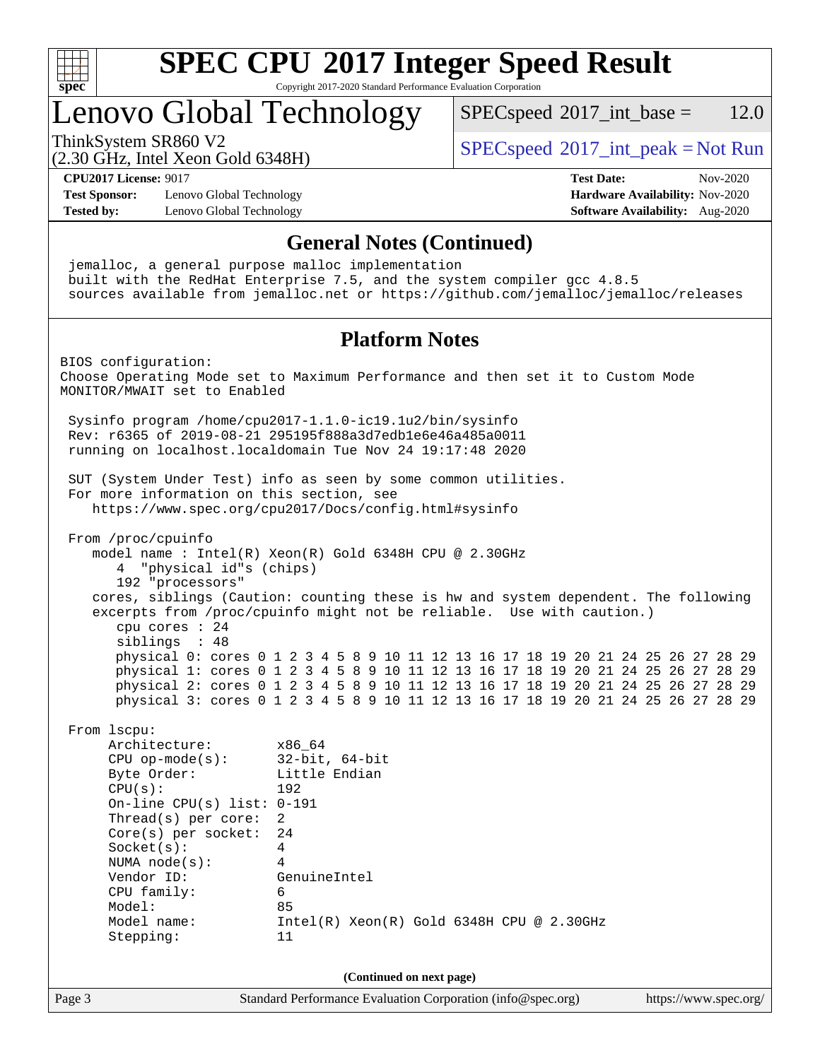# General Notes (Continued)

```
jemalloc, a general purpose malloc implementation
built with the RedHat Enterprise 7.5, and the system compiler gcc 4.8.5
sources available from jemalloc.net or https://github.com/jemalloc/jemalloc/releases
```

# Platform Notes

```
BIOS configuration:
Choose Operating Mode set to Maximum Performance and then set it to Custom Mode
MONITOR/MWAIT set to Enabled

 Sysinfo program /home/cpu2017-1.1.0-ic19.1u2/bin/sysinfo
 Rev: r6365 of 2019-08-21 295195f888a3d7edb1e6e46a485a0011
 running on localhost.localdomain Tue Nov 24 19:17:48 2020

 SUT (System Under Test) info as seen by some common utilities.
 For more information on this section, see
    https://www.spec.org/cpu2017/Docs/config.html#sysinfo

 From /proc/cpuinfo
    model name : Intel(R) Xeon(R) Gold 6348H CPU @ 2.30GHz
       4  "physical id"s (chips)
       192 "processors"
    cores, siblings (Caution: counting these is hw and system dependent. The following
    excerpts from /proc/cpuinfo might not be reliable.  Use with caution.)
       cpu cores : 24
       siblings  : 48
       physical 0: cores 0 1 2 3 4 5 8 9 10 11 12 13 16 17 18 19 20 21 24 25 26 27 28 29
       physical 1: cores 0 1 2 3 4 5 8 9 10 11 12 13 16 17 18 19 20 21 24 25 26 27 28 29
       physical 2: cores 0 1 2 3 4 5 8 9 10 11 12 13 16 17 18 19 20 21 24 25 26 27 28 29
       physical 3: cores 0 1 2 3 4 5 8 9 10 11 12 13 16 17 18 19 20 21 24 25 26 27 28 29

 From lscpu:
      Architecture:        x86_64
      CPU op-mode(s):      32-bit, 64-bit
      Byte Order:          Little Endian
      CPU(s):              192
      On-line CPU(s) list: 0-191
      Thread(s) per core:  2
      Core(s) per socket:  24
      Socket(s):           4
      NUMA node(s):        4
      Vendor ID:           GenuineIntel
      CPU family:          6
      Model:               85
      Model name:          Intel(R) Xeon(R) Gold 6348H CPU @ 2.30GHz
      Stepping:            11
```

(Continued on next page)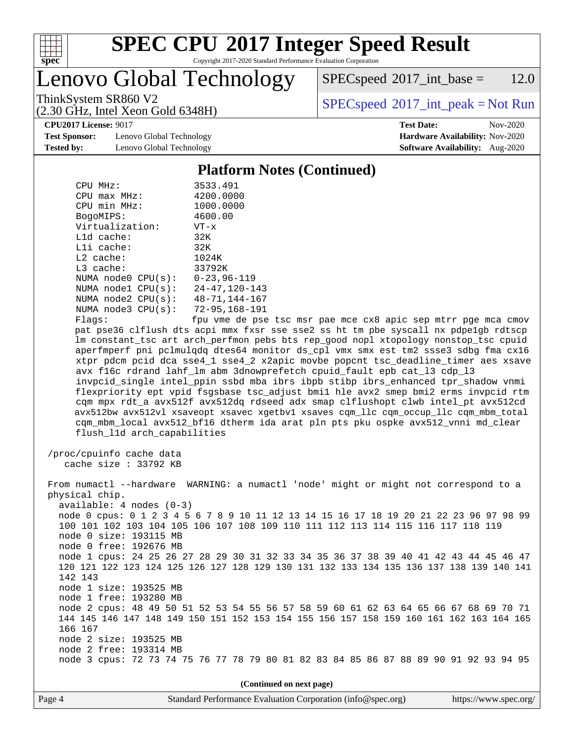## Platform Notes (Continued)

```
     CPU MHz:               3533.491
     CPU max MHz:           4200.0000
     CPU min MHz:           1000.0000
     BogoMIPS:              4600.00
     Virtualization:        VT-x
     L1d cache:             32K
     L1i cache:             32K
     L2 cache:              1024K
     L3 cache:              33792K
     NUMA node0 CPU(s):     0-23,96-119
     NUMA node1 CPU(s):     24-47,120-143
     NUMA node2 CPU(s):     48-71,144-167
     NUMA node3 CPU(s):     72-95,168-191
     Flags:                 fpu vme de pse tsc msr pae mce cx8 apic sep mtrr pge mca cmov
     pat pse36 clflush dts acpi mmx fxsr sse sse2 ss ht tm pbe syscall nx pdpe1gb rdtscp
     lm constant_tsc art arch_perfmon pebs bts rep_good nopl xtopology nonstop_tsc cpuid
     aperfmperf pni pclmulqdq dtes64 monitor ds_cpl vmx smx est tm2 ssse3 sdbg fma cx16
     xtpr pdcm pcid dca sse4_1 sse4_2 x2apic movbe popcnt tsc_deadline_timer aes xsave
     avx f16c rdrand lahf_lm abm 3dnowprefetch cpuid_fault epb cat_l3 cdp_l3
     invpcid_single intel_ppin ssbd mba ibrs ibpb stibp ibrs_enhanced tpr_shadow vnmi
     flexpriority ept vpid fsgsbase tsc_adjust bmi1 hle avx2 smep bmi2 erms invpcid rtm
     cqm mpx rdt_a avx512f avx512dq rdseed adx smap clflushopt clwb intel_pt avx512cd
     avx512bw avx512vl xsaveopt xsavec xgetbv1 xsaves cqm_llc cqm_occup_llc cqm_mbm_total
     cqm_mbm_local avx512_bf16 dtherm ida arat pln pts pku ospke avx512_vnni md_clear
     flush_l1d arch_capabilities

 /proc/cpuinfo cache data
    cache size : 33792 KB

 From numactl --hardware  WARNING: a numactl 'node' might or might not correspond to a
 physical chip.
   available: 4 nodes (0-3)
   node 0 cpus: 0 1 2 3 4 5 6 7 8 9 10 11 12 13 14 15 16 17 18 19 20 21 22 23 96 97 98 99
   100 101 102 103 104 105 106 107 108 109 110 111 112 113 114 115 116 117 118 119
   node 0 size: 193115 MB
   node 0 free: 192676 MB
   node 1 cpus: 24 25 26 27 28 29 30 31 32 33 34 35 36 37 38 39 40 41 42 43 44 45 46 47
   120 121 122 123 124 125 126 127 128 129 130 131 132 133 134 135 136 137 138 139 140 141
   142 143
   node 1 size: 193525 MB
   node 1 free: 193280 MB
   node 2 cpus: 48 49 50 51 52 53 54 55 56 57 58 59 60 61 62 63 64 65 66 67 68 69 70 71
   144 145 146 147 148 149 150 151 152 153 154 155 156 157 158 159 160 161 162 163 164 165
   166 167
   node 2 size: 193525 MB
   node 2 free: 193314 MB
   node 3 cpus: 72 73 74 75 76 77 78 79 80 81 82 83 84 85 86 87 88 89 90 91 92 93 94 95
```

**(Continued on next page)**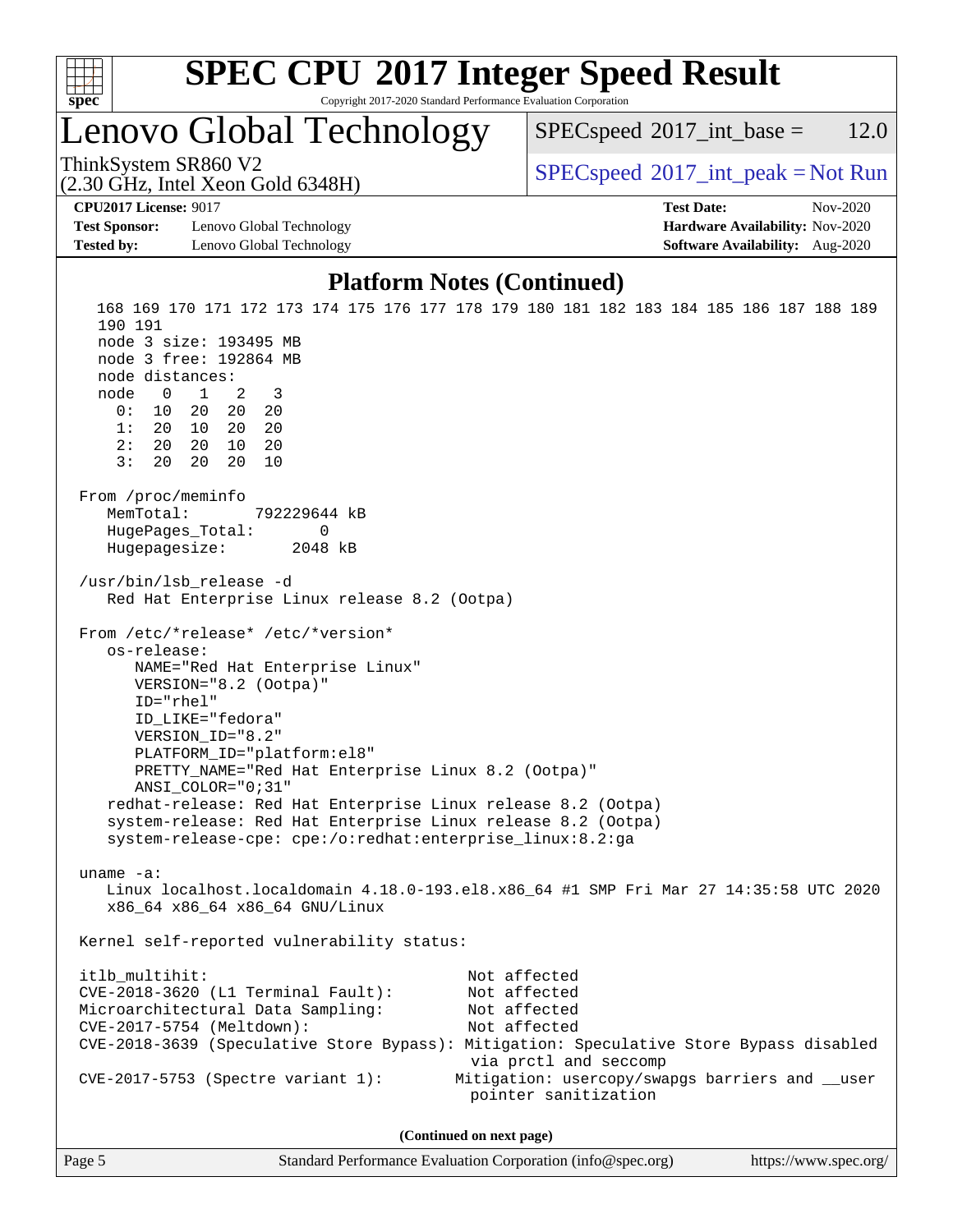## Platform Notes (Continued)

```
   168 169 170 171 172 173 174 175 176 177 178 179 180 181 182 183 184 185 186 187 188 189
   190 191
   node 3 size: 193495 MB
   node 3 free: 192864 MB
   node distances:
   node   0   1   2   3
     0:  10  20  20  20
     1:  20  10  20  20
     2:  20  20  10  20
     3:  20  20  20  10

 From /proc/meminfo
    MemTotal:       792229644 kB
    HugePages_Total:       0
    Hugepagesize:       2048 kB

 /usr/bin/lsb_release -d
    Red Hat Enterprise Linux release 8.2 (Ootpa)

 From /etc/*release* /etc/*version*
    os-release:
       NAME="Red Hat Enterprise Linux"
       VERSION="8.2 (Ootpa)"
       ID="rhel"
       ID_LIKE="fedora"
       VERSION_ID="8.2"
       PLATFORM_ID="platform:el8"
       PRETTY_NAME="Red Hat Enterprise Linux 8.2 (Ootpa)"
       ANSI_COLOR="0;31"
    redhat-release: Red Hat Enterprise Linux release 8.2 (Ootpa)
    system-release: Red Hat Enterprise Linux release 8.2 (Ootpa)
    system-release-cpe: cpe:/o:redhat:enterprise_linux:8.2:ga

 uname -a:
    Linux localhost.localdomain 4.18.0-193.el8.x86_64 #1 SMP Fri Mar 27 14:35:58 UTC 2020
    x86_64 x86_64 x86_64 GNU/Linux

 Kernel self-reported vulnerability status:

 itlb_multihit:                                    Not affected
 CVE-2018-3620 (L1 Terminal Fault):                Not affected
 Microarchitectural Data Sampling:                 Not affected
 CVE-2017-5754 (Meltdown):                         Not affected
 CVE-2018-3639 (Speculative Store Bypass): Mitigation: Speculative Store Bypass disabled
                                                   via prctl and seccomp
 CVE-2017-5753 (Spectre variant 1):               Mitigation: usercopy/swapgs barriers and __user
                                                   pointer sanitization
```

**(Continued on next page)**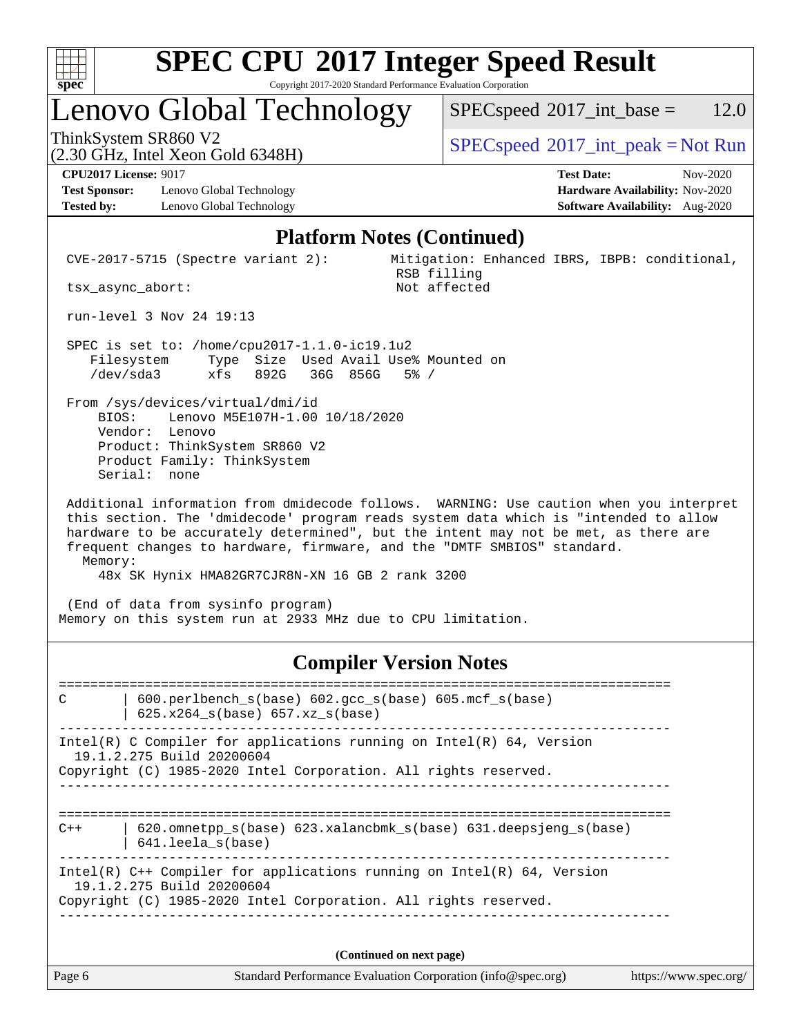# SPEC CPU 2017 Integer Speed Result

Copyright 2017-2020 Standard Performance Evaluation Corporation

## Lenovo Global Technology

ThinkSystem SR860 V2
(2.30 GHz, Intel Xeon Gold 6348H)

SPECspeed 2017_int_base = 12.0

SPECspeed 2017_int_peak = Not Run

**CPU2017 License:** 9017
**Test Sponsor:** Lenovo Global Technology
**Tested by:** Lenovo Global Technology

**Test Date:** Nov-2020
**Hardware Availability:** Nov-2020
**Software Availability:** Aug-2020

### Platform Notes (Continued)

```
 CVE-2017-5715 (Spectre variant 2):          Mitigation: Enhanced IBRS, IBPB: conditional,
                                              RSB filling
 tsx_async_abort:                             Not affected

 run-level 3 Nov 24 19:13

 SPEC is set to: /home/cpu2017-1.1.0-ic19.1u2
    Filesystem     Type  Size  Used Avail Use% Mounted on
    /dev/sda3      xfs   892G   36G  856G   5% /

 From /sys/devices/virtual/dmi/id
     BIOS:    Lenovo M5E107H-1.00 10/18/2020
     Vendor:  Lenovo
     Product: ThinkSystem SR860 V2
     Product Family: ThinkSystem
     Serial:  none

 Additional information from dmidecode follows.  WARNING: Use caution when you interpret
 this section. The 'dmidecode' program reads system data which is "intended to allow
 hardware to be accurately determined", but the intent may not be met, as there are
 frequent changes to hardware, firmware, and the "DMTF SMBIOS" standard.
   Memory:
      48x SK Hynix HMA82GR7CJR8N-XN 16 GB 2 rank 3200

 (End of data from sysinfo program)
Memory on this system run at 2933 MHz due to CPU limitation.
```

### Compiler Version Notes

```
==============================================================================
C       | 600.perlbench_s(base) 602.gcc_s(base) 605.mcf_s(base)
        | 625.x264_s(base) 657.xz_s(base)
------------------------------------------------------------------------------
Intel(R) C Compiler for applications running on Intel(R) 64, Version
  19.1.2.275 Build 20200604
Copyright (C) 1985-2020 Intel Corporation. All rights reserved.
------------------------------------------------------------------------------

==============================================================================
C++     | 620.omnetpp_s(base) 623.xalancbmk_s(base) 631.deepsjeng_s(base)
        | 641.leela_s(base)
------------------------------------------------------------------------------
Intel(R) C++ Compiler for applications running on Intel(R) 64, Version
  19.1.2.275 Build 20200604
Copyright (C) 1985-2020 Intel Corporation. All rights reserved.
------------------------------------------------------------------------------
```

**(Continued on next page)**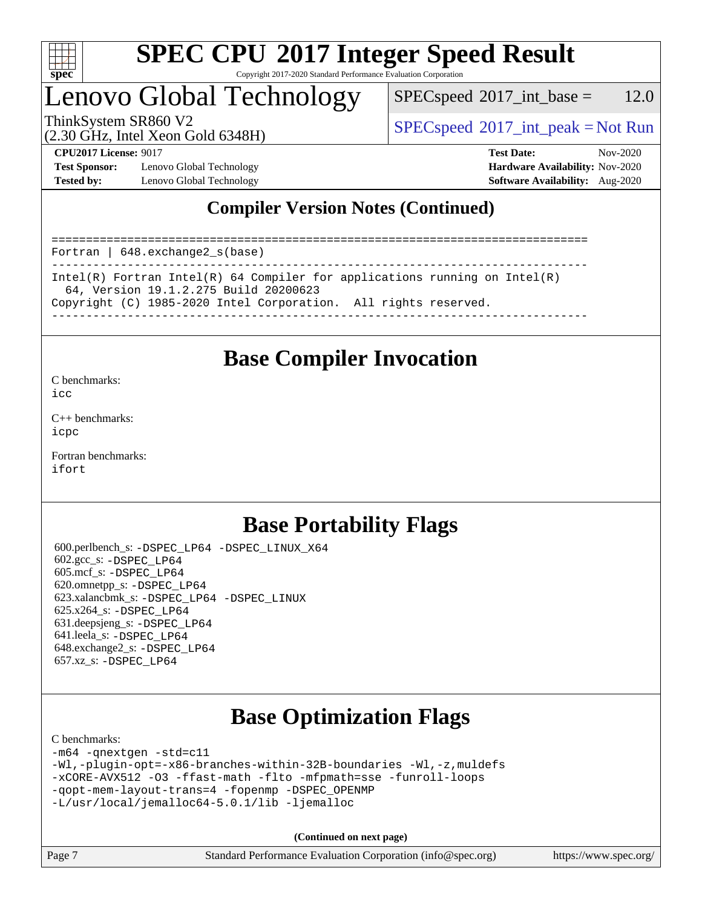## Compiler Version Notes (Continued)

```
==============================================================================
Fortran | 648.exchange2_s(base)
------------------------------------------------------------------------------
Intel(R) Fortran Intel(R) 64 Compiler for applications running on Intel(R)
  64, Version 19.1.2.275 Build 20200623
Copyright (C) 1985-2020 Intel Corporation.  All rights reserved.
------------------------------------------------------------------------------
```

## Base Compiler Invocation

C benchmarks:
icc

C++ benchmarks:
icpc

Fortran benchmarks:
ifort

## Base Portability Flags

600.perlbench_s: -DSPEC_LP64 -DSPEC_LINUX_X64
602.gcc_s: -DSPEC_LP64
605.mcf_s: -DSPEC_LP64
620.omnetpp_s: -DSPEC_LP64
623.xalancbmk_s: -DSPEC_LP64 -DSPEC_LINUX
625.x264_s: -DSPEC_LP64
631.deepsjeng_s: -DSPEC_LP64
641.leela_s: -DSPEC_LP64
648.exchange2_s: -DSPEC_LP64
657.xz_s: -DSPEC_LP64

## Base Optimization Flags

C benchmarks:

```
-m64 -qnextgen -std=c11
-Wl,-plugin-opt=-x86-branches-within-32B-boundaries -Wl,-z,muldefs
-xCORE-AVX512 -O3 -ffast-math -flto -mfpmath=sse -funroll-loops
-qopt-mem-layout-trans=4 -fopenmp -DSPEC_OPENMP
-L/usr/local/jemalloc64-5.0.1/lib -ljemalloc
```

**(Continued on next page)**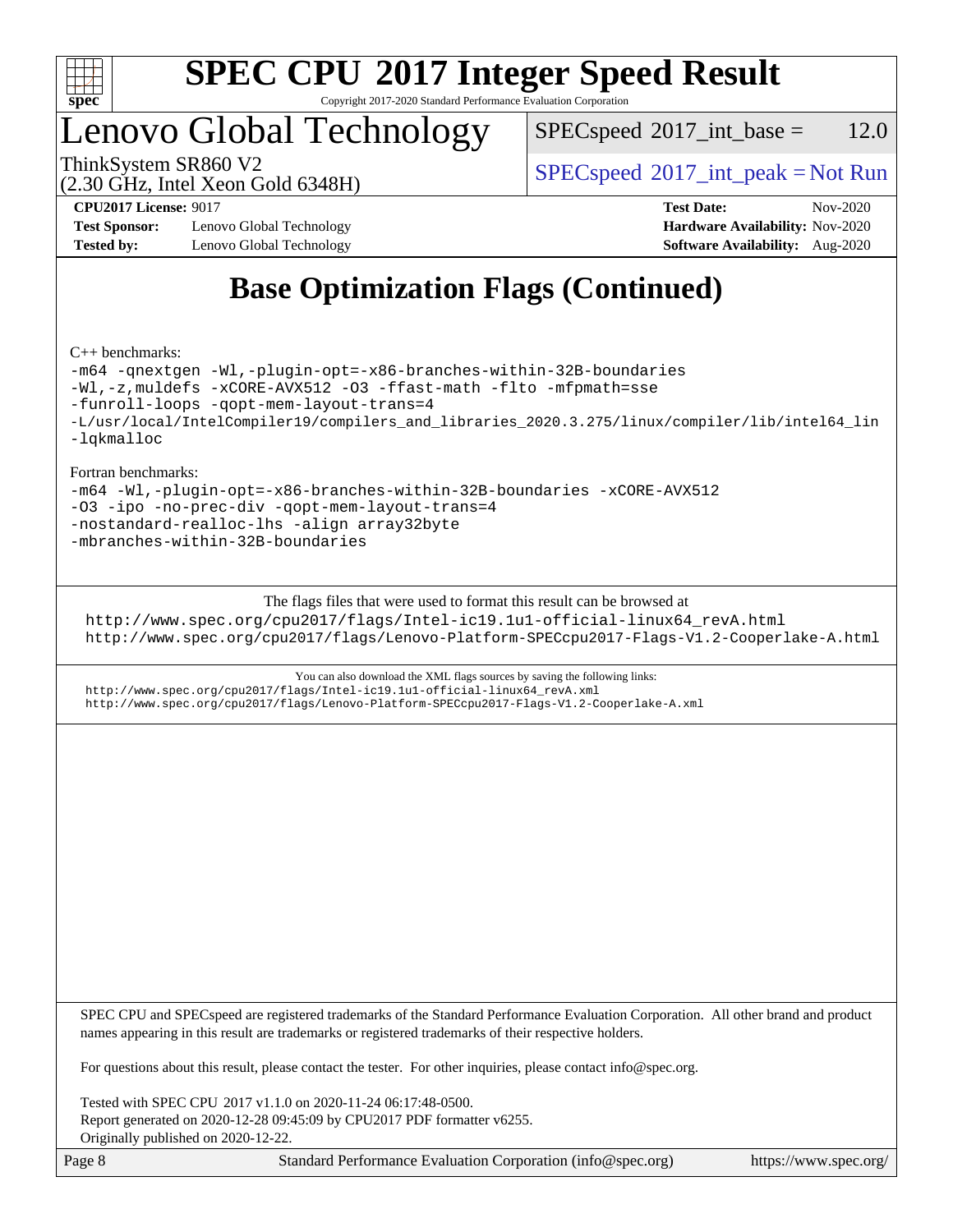# SPEC CPU 2017 Integer Speed Result

Copyright 2017-2020 Standard Performance Evaluation Corporation

# Lenovo Global Technology

ThinkSystem SR860 V2
(2.30 GHz, Intel Xeon Gold 6348H)

SPECspeed 2017_int_base = 12.0

SPECspeed 2017_int_peak = Not Run

**CPU2017 License:** 9017
**Test Sponsor:** Lenovo Global Technology
**Tested by:** Lenovo Global Technology

**Test Date:** Nov-2020
**Hardware Availability:** Nov-2020
**Software Availability:** Aug-2020

## Base Optimization Flags (Continued)

C++ benchmarks:

```
-m64 -qnextgen -Wl,-plugin-opt=-x86-branches-within-32B-boundaries
-Wl,-z,muldefs -xCORE-AVX512 -O3 -ffast-math -flto -mfpmath=sse
-funroll-loops -qopt-mem-layout-trans=4
-L/usr/local/IntelCompiler19/compilers_and_libraries_2020.3.275/linux/compiler/lib/intel64_lin
-lqkmalloc
```

Fortran benchmarks:

```
-m64 -Wl,-plugin-opt=-x86-branches-within-32B-boundaries -xCORE-AVX512
-O3 -ipo -no-prec-div -qopt-mem-layout-trans=4
-nostandard-realloc-lhs -align array32byte
-mbranches-within-32B-boundaries
```

The flags files that were used to format this result can be browsed at
http://www.spec.org/cpu2017/flags/Intel-ic19.1u1-official-linux64_revA.html
http://www.spec.org/cpu2017/flags/Lenovo-Platform-SPECcpu2017-Flags-V1.2-Cooperlake-A.html

You can also download the XML flags sources by saving the following links:
http://www.spec.org/cpu2017/flags/Intel-ic19.1u1-official-linux64_revA.xml
http://www.spec.org/cpu2017/flags/Lenovo-Platform-SPECcpu2017-Flags-V1.2-Cooperlake-A.xml

SPEC CPU and SPECspeed are registered trademarks of the Standard Performance Evaluation Corporation. All other brand and product names appearing in this result are trademarks or registered trademarks of their respective holders.

For questions about this result, please contact the tester. For other inquiries, please contact info@spec.org.

Tested with SPEC CPU 2017 v1.1.0 on 2020-11-24 06:17:48-0500.
Report generated on 2020-12-28 09:45:09 by CPU2017 PDF formatter v6255.
Originally published on 2020-12-22.